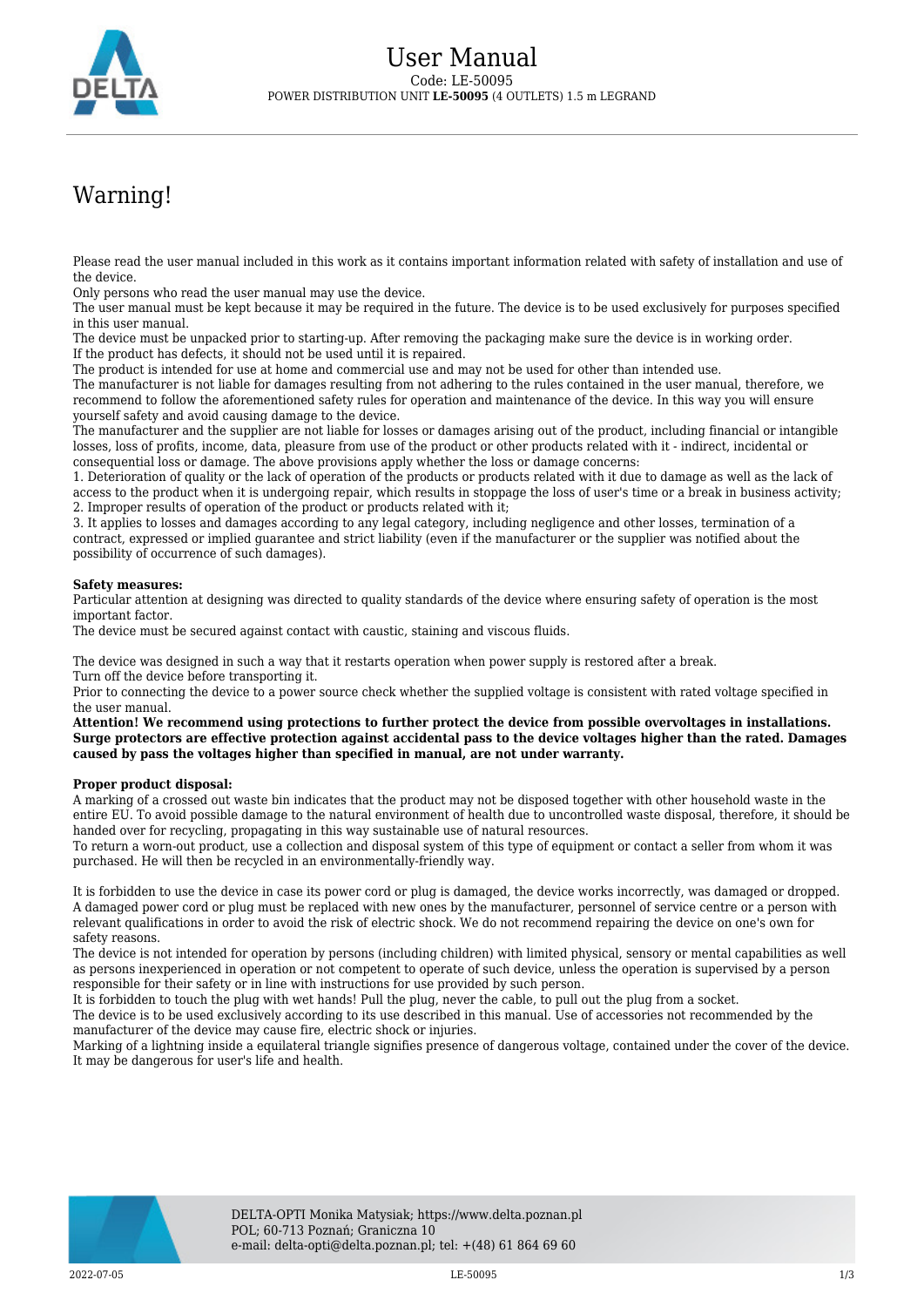# User Manual

Code: LE-50095

POWER DISTRIBUTION UNIT **LE-50095** (4 OUTLETS) 1.5 m LEGRAND

## Warning!

Please read the user manual included in this work as it contains important information related with safety of installation and use of the device.
Only persons who read the user manual may use the device.
The user manual must be kept because it may be required in the future. The device is to be used exclusively for purposes specified in this user manual.
The device must be unpacked prior to starting-up. After removing the packaging make sure the device is in working order.
If the product has defects, it should not be used until it is repaired.
The product is intended for use at home and commercial use and may not be used for other than intended use.
The manufacturer is not liable for damages resulting from not adhering to the rules contained in the user manual, therefore, we recommend to follow the aforementioned safety rules for operation and maintenance of the device. In this way you will ensure yourself safety and avoid causing damage to the device.
The manufacturer and the supplier are not liable for losses or damages arising out of the product, including financial or intangible losses, loss of profits, income, data, pleasure from use of the product or other products related with it - indirect, incidental or consequential loss or damage. The above provisions apply whether the loss or damage concerns:
1. Deterioration of quality or the lack of operation of the products or products related with it due to damage as well as the lack of access to the product when it is undergoing repair, which results in stoppage the loss of user's time or a break in business activity;
2. Improper results of operation of the product or products related with it;
3. It applies to losses and damages according to any legal category, including negligence and other losses, termination of a contract, expressed or implied guarantee and strict liability (even if the manufacturer or the supplier was notified about the possibility of occurrence of such damages).

**Safety measures:**
Particular attention at designing was directed to quality standards of the device where ensuring safety of operation is the most important factor.
The device must be secured against contact with caustic, staining and viscous fluids.

The device was designed in such a way that it restarts operation when power supply is restored after a break.
Turn off the device before transporting it.
Prior to connecting the device to a power source check whether the supplied voltage is consistent with rated voltage specified in the user manual.
**Attention! We recommend using protections to further protect the device from possible overvoltages in installations. Surge protectors are effective protection against accidental pass to the device voltages higher than the rated. Damages caused by pass the voltages higher than specified in manual, are not under warranty.**

**Proper product disposal:**
A marking of a crossed out waste bin indicates that the product may not be disposed together with other household waste in the entire EU. To avoid possible damage to the natural environment of health due to uncontrolled waste disposal, therefore, it should be handed over for recycling, propagating in this way sustainable use of natural resources.
To return a worn-out product, use a collection and disposal system of this type of equipment or contact a seller from whom it was purchased. He will then be recycled in an environmentally-friendly way.

It is forbidden to use the device in case its power cord or plug is damaged, the device works incorrectly, was damaged or dropped. A damaged power cord or plug must be replaced with new ones by the manufacturer, personnel of service centre or a person with relevant qualifications in order to avoid the risk of electric shock. We do not recommend repairing the device on one's own for safety reasons.
The device is not intended for operation by persons (including children) with limited physical, sensory or mental capabilities as well as persons inexperienced in operation or not competent to operate of such device, unless the operation is supervised by a person responsible for their safety or in line with instructions for use provided by such person.
It is forbidden to touch the plug with wet hands! Pull the plug, never the cable, to pull out the plug from a socket.
The device is to be used exclusively according to its use described in this manual. Use of accessories not recommended by the manufacturer of the device may cause fire, electric shock or injuries.
Marking of a lightning inside a equilateral triangle signifies presence of dangerous voltage, contained under the cover of the device. It may be dangerous for user's life and health.

DELTA-OPTI Monika Matysiak; https://www.delta.poznan.pl
POL; 60-713 Poznań; Graniczna 10
e-mail: delta-opti@delta.poznan.pl; tel: +(48) 61 864 69 60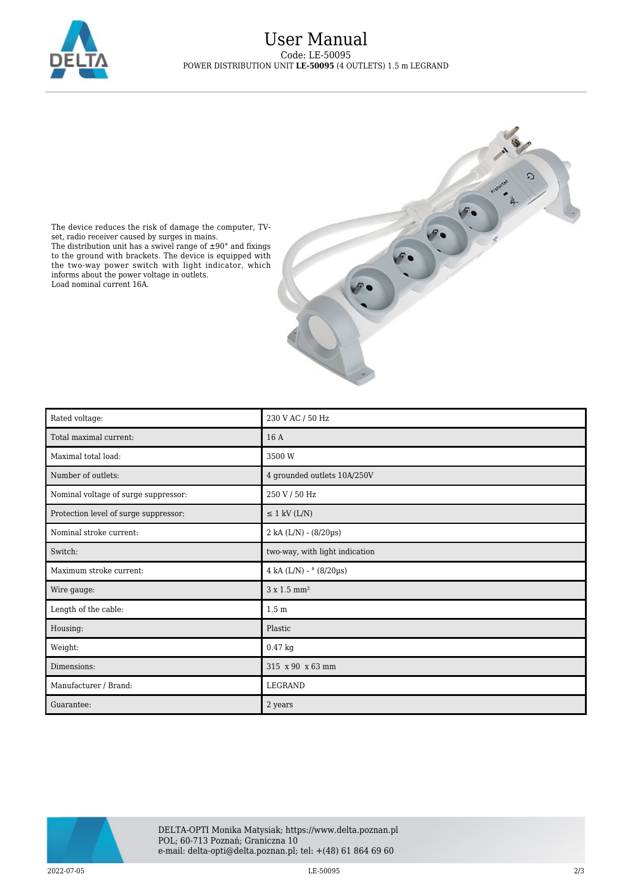# User Manual

Code: LE-50095

POWER DISTRIBUTION UNIT **LE-50095** (4 OUTLETS) 1.5 m LEGRAND

The device reduces the risk of damage the computer, TV-set, radio receiver caused by surges in mains.
The distribution unit has a swivel range of ±90° and fixings to the ground with brackets. The device is equipped with the two-way power switch with light indicator, which informs about the power voltage in outlets.
Load nominal current 16A.

| Rated voltage: | 230 V AC / 50 Hz |
|---|---|
| Total maximal current: | 16 A |
| Maximal total load: | 3500 W |
| Number of outlets: | 4 grounded outlets 10A/250V |
| Nominal voltage of surge suppressor: | 250 V / 50 Hz |
| Protection level of surge suppressor: | ≤ 1 kV (L/N) |
| Nominal stroke current: | 2 kA (L/N) - (8/20µs) |
| Switch: | two-way, with light indication |
| Maximum stroke current: | 4 kA (L/N) - ° (8/20µs) |
| Wire gauge: | 3 x 1.5 mm² |
| Length of the cable: | 1.5 m |
| Housing: | Plastic |
| Weight: | 0.47 kg |
| Dimensions: | 315 x 90 x 63 mm |
| Manufacturer / Brand: | LEGRAND |
| Guarantee: | 2 years |

DELTA-OPTI Monika Matysiak; https://www.delta.poznan.pl
POL; 60-713 Poznań; Graniczna 10
e-mail: delta-opti@delta.poznan.pl; tel: +(48) 61 864 69 60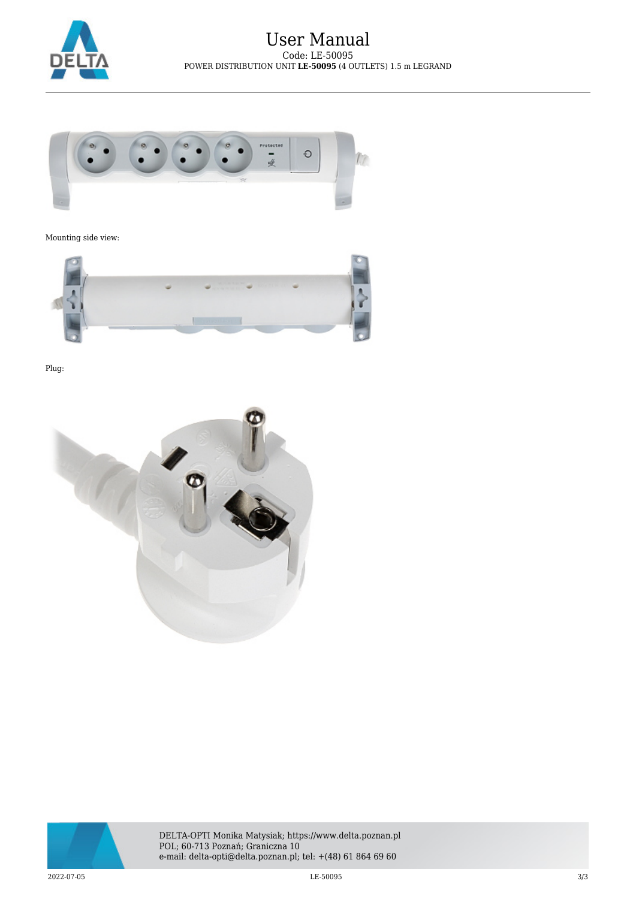Mounting side view:

Plug: